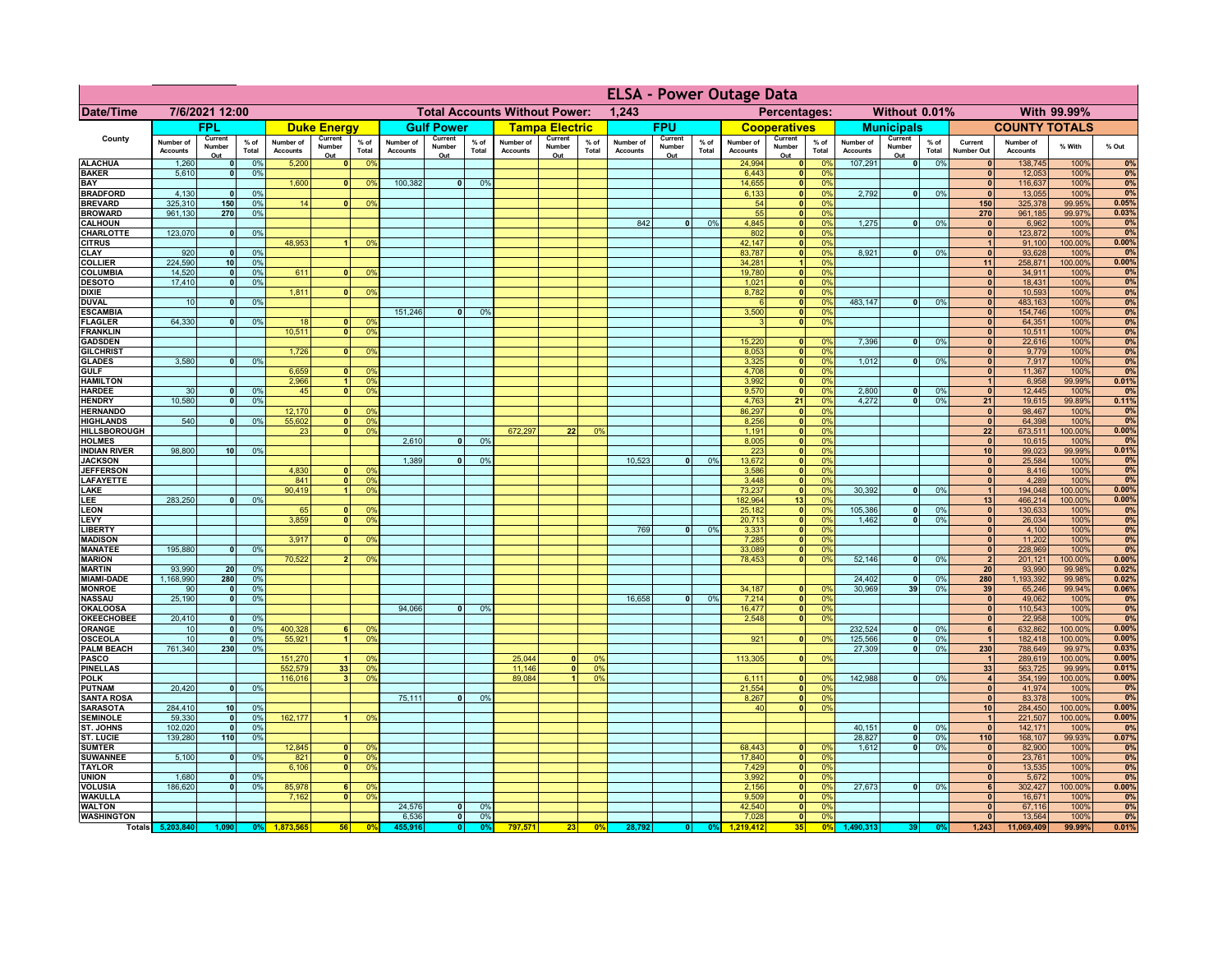# ELSA - Power Outage Data

| Date/Time | 7/6/2021 12:00 | Total Accounts Without Power: | 1,243 | Percentages: | Without 0.01% | With 99.99% |
|---|---|---|---|---|---|---|

| County | FPL | | | Duke Energy | | | Gulf Power | | | Tampa Electric | | | FPU | | | Cooperatives | | | Municipals | | | COUNTY TOTALS | | | |
|---|---|---|---|---|---|---|---|---|---|---|---|---|---|---|---|---|---|---|---|---|---|---|---|---|---|
| | Number of Accounts | Current Number Out | % of Total | Number of Accounts | Current Number Out | % of Total | Number of Accounts | Current Number Out | % of Total | Number of Accounts | Current Number Out | % of Total | Number of Accounts | Current Number Out | % of Total | Number of Accounts | Current Number Out | % of Total | Number of Accounts | Current Number Out | % of Total | Current Number Out | Number of Accounts | % With | % Out |
| ALACHUA | 1,260 | 0 | 0% | 5,200 | 0 | 0% | | | | | | | | | | 24,994 | 0 | 0% | 107,291 | 0 | 0% | 0 | 138,745 | 100% | 0% |
| BAKER | 5,610 | 0 | 0% | | | | | | | | | | | | | 6,443 | 0 | 0% | | | | 0 | 12,053 | 100% | 0% |
| BAY | | | | 1,600 | 0 | 0% | 100,382 | 0 | 0% | | | | | | | 14,655 | 0 | 0% | | | | 0 | 116,637 | 100% | 0% |
| BRADFORD | 4,130 | 0 | 0% | | | | | | | | | | | | | 6,133 | 0 | 0% | 2,792 | 0 | 0% | 0 | 13,055 | 100% | 0% |
| BREVARD | 325,310 | 150 | 0% | 14 | 0 | 0% | | | | | | | | | | 54 | 0 | 0% | | | | 150 | 325,378 | 99.95% | 0.05% |
| BROWARD | 961,130 | 270 | 0% | | | | | | | | | | | | | 55 | 0 | 0% | | | | 270 | 961,185 | 99.97% | 0.03% |
| CALHOUN | | | | | | | | | | | | | 842 | 0 | 0% | 4,845 | 0 | 0% | 1,275 | 0 | 0% | 0 | 6,962 | 100% | 0% |
| CHARLOTTE | 123,070 | 0 | 0% | | | | | | | | | | | | | 802 | 0 | 0% | | | | 0 | 123,872 | 100% | 0% |
| CITRUS | | | | 48,953 | 1 | 0% | | | | | | | | | | 42,147 | 0 | 0% | | | | 1 | 91,100 | 100.00% | 0.00% |
| CLAY | 920 | 0 | 0% | | | | | | | | | | | | | 83,787 | 0 | 0% | 8,921 | 0 | 0% | 0 | 93,628 | 100% | 0% |
| COLLIER | 224,590 | 10 | 0% | | | | | | | | | | | | | 34,281 | 1 | 0% | | | | 11 | 258,871 | 100.00% | 0.00% |
| COLUMBIA | 14,520 | 0 | 0% | 611 | 0 | 0% | | | | | | | | | | 19,780 | 0 | 0% | | | | 0 | 34,911 | 100% | 0% |
| DESOTO | 17,410 | 0 | 0% | | | | | | | | | | | | | 1,021 | 0 | 0% | | | | 0 | 18,431 | 100% | 0% |
| DIXIE | | | | 1,811 | 0 | 0% | | | | | | | | | | 8,782 | 0 | 0% | | | | 0 | 10,593 | 100% | 0% |
| DUVAL | 10 | 0 | 0% | | | | | | | | | | | | | 6 | 0 | 0% | 483,147 | 0 | 0% | 0 | 483,163 | 100% | 0% |
| ESCAMBIA | | | | | | | 151,246 | 0 | 0% | | | | | | | 3,500 | 0 | 0% | | | | 0 | 154,746 | 100% | 0% |
| FLAGLER | 64,330 | 0 | 0% | 18 | 0 | 0% | | | | | | | | | | 3 | 0 | 0% | | | | 0 | 64,351 | 100% | 0% |
| FRANKLIN | | | | 10,511 | 0 | 0% | | | | | | | | | | | | | | | | 0 | 10,511 | 100% | 0% |
| GADSDEN | | | | | | | | | | | | | | | | 15,220 | 0 | 0% | 7,396 | 0 | 0% | 0 | 22,616 | 100% | 0% |
| GILCHRIST | | | | 1,726 | 0 | 0% | | | | | | | | | | 8,053 | 0 | 0% | | | | 0 | 9,779 | 100% | 0% |
| GLADES | 3,580 | 0 | 0% | | | | | | | | | | | | | 3,325 | 0 | 0% | 1,012 | 0 | 0% | 0 | 7,917 | 100% | 0% |
| GULF | | | | 6,659 | 0 | 0% | | | | | | | | | | 4,708 | 0 | 0% | | | | 0 | 11,367 | 100% | 0% |
| HAMILTON | | | | 2,966 | 1 | 0% | | | | | | | | | | 3,992 | 0 | 0% | | | | 1 | 6,958 | 99.99% | 0.01% |
| HARDEE | 30 | 0 | 0% | 45 | 0 | 0% | | | | | | | | | | 9,570 | 0 | 0% | 2,800 | 0 | 0% | 0 | 12,445 | 100% | 0% |
| HENDRY | 10,580 | 0 | 0% | | | | | | | | | | | | | 4,763 | 21 | 0% | 4,272 | 0 | 0% | 21 | 19,615 | 99.89% | 0.11% |
| HERNANDO | | | | 12,170 | 0 | 0% | | | | | | | | | | 86,297 | 0 | 0% | | | | 0 | 98,467 | 100% | 0% |
| HIGHLANDS | 540 | 0 | 0% | 55,602 | 0 | 0% | | | | | | | | | | 8,256 | 0 | 0% | | | | 0 | 64,398 | 100% | 0% |
| HILLSBOROUGH | | | | 23 | 0 | 0% | | | | 672,297 | 22 | 0% | | | | 1,191 | 0 | 0% | | | | 22 | 673,511 | 100.00% | 0.00% |
| HOLMES | | | | | | | 2,610 | 0 | 0% | | | | | | | 8,005 | 0 | 0% | | | | 0 | 10,615 | 100% | 0% |
| INDIAN RIVER | 98,800 | 10 | 0% | | | | | | | | | | | | | 223 | 0 | 0% | | | | 10 | 99,023 | 99.99% | 0.01% |
| JACKSON | | | | | | | 1,389 | 0 | 0% | | | | 10,523 | 0 | 0% | 13,672 | 0 | 0% | | | | 0 | 25,584 | 100% | 0% |
| JEFFERSON | | | | 4,830 | 0 | 0% | | | | | | | | | | 3,586 | 0 | 0% | | | | 0 | 8,416 | 100% | 0% |
| LAFAYETTE | | | | 841 | 0 | 0% | | | | | | | | | | 3,448 | 0 | 0% | | | | 0 | 4,289 | 100% | 0% |
| LAKE | | | | 90,419 | 1 | 0% | | | | | | | | | | 73,237 | 0 | 0% | 30,392 | 0 | 0% | 1 | 194,048 | 100.00% | 0.00% |
| LEE | 283,250 | 0 | 0% | | | | | | | | | | | | | 182,964 | 13 | 0% | | | | 13 | 466,214 | 100.00% | 0.00% |
| LEON | | | | 65 | 0 | 0% | | | | | | | | | | 25,182 | 0 | 0% | 105,386 | 0 | 0% | 0 | 130,633 | 100% | 0% |
| LEVY | | | | 3,859 | 0 | 0% | | | | | | | | | | 20,713 | 0 | 0% | 1,462 | 0 | 0% | 0 | 26,034 | 100% | 0% |
| LIBERTY | | | | | | | | | | | | | 769 | 0 | 0% | 3,331 | 0 | 0% | | | | 0 | 4,100 | 100% | 0% |
| MADISON | | | | 3,917 | 0 | 0% | | | | | | | | | | 7,285 | 0 | 0% | | | | 0 | 11,202 | 100% | 0% |
| MANATEE | 195,880 | 0 | 0% | | | | | | | | | | | | | 33,089 | 0 | 0% | | | | 0 | 228,969 | 100% | 0% |
| MARION | | | | 70,522 | 2 | 0% | | | | | | | | | | 78,453 | 0 | 0% | 52,146 | 0 | 0% | 2 | 201,121 | 100.00% | 0.00% |
| MARTIN | 93,990 | 20 | 0% | | | | | | | | | | | | | | | | | | | 20 | 93,990 | 99.98% | 0.02% |
| MIAMI-DADE | 1,168,990 | 280 | 0% | | | | | | | | | | | | | | | | 24,402 | 0 | 0% | 280 | 1,193,392 | 99.98% | 0.02% |
| MONROE | 90 | 0 | 0% | | | | | | | | | | | | | 34,187 | 0 | 0% | 30,969 | 39 | 0% | 39 | 65,246 | 99.94% | 0.06% |
| NASSAU | 25,190 | 0 | 0% | | | | | | | | | | 16,658 | 0 | 0% | 7,214 | 0 | 0% | | | | 0 | 49,062 | 100% | 0% |
| OKALOOSA | | | | | | | 94,066 | 0 | 0% | | | | | | | 16,477 | 0 | 0% | | | | 0 | 110,543 | 100% | 0% |
| OKEECHOBEE | 20,410 | 0 | 0% | | | | | | | | | | | | | 2,548 | 0 | 0% | | | | 0 | 22,958 | 100% | 0% |
| ORANGE | 10 | 0 | 0% | 400,328 | 6 | 0% | | | | | | | | | | | | | 232,524 | 0 | 0% | 6 | 632,862 | 100.00% | 0.00% |
| OSCEOLA | 10 | 0 | 0% | 55,921 | 1 | 0% | | | | | | | | | | 921 | 0 | 0% | 125,566 | 0 | 0% | 1 | 182,418 | 100.00% | 0.00% |
| PALM BEACH | 761,340 | 230 | 0% | | | | | | | | | | | | | | | | 27,309 | 0 | 0% | 230 | 788,649 | 99.97% | 0.03% |
| PASCO | | | | 151,270 | 1 | 0% | | | | 25,044 | 0 | 0% | | | | 113,305 | 0 | 0% | | | | 1 | 289,619 | 100.00% | 0.00% |
| PINELLAS | | | | 552,579 | 33 | 0% | | | | 11,146 | 0 | 0% | | | | | | | | | | 33 | 563,725 | 99.99% | 0.01% |
| POLK | | | | 116,016 | 3 | 0% | | | | 89,084 | 1 | 0% | | | | 6,111 | 0 | 0% | 142,988 | 0 | 0% | 4 | 354,199 | 100.00% | 0.00% |
| PUTNAM | 20,420 | 0 | 0% | | | | | | | | | | | | | 21,554 | 0 | 0% | | | | 0 | 41,974 | 100% | 0% |
| SANTA ROSA | | | | | | | 75,111 | 0 | 0% | | | | | | | 8,267 | 0 | 0% | | | | 0 | 83,378 | 100% | 0% |
| SARASOTA | 284,410 | 10 | 0% | | | | | | | | | | | | | 40 | 0 | 0% | | | | 10 | 284,450 | 100.00% | 0.00% |
| SEMINOLE | 59,330 | 0 | 0% | 162,177 | 1 | 0% | | | | | | | | | | | | | | | | 1 | 221,507 | 100.00% | 0.00% |
| ST. JOHNS | 102,020 | 0 | 0% | | | | | | | | | | | | | | | | 40,151 | 0 | 0% | 0 | 142,171 | 100% | 0% |
| ST. LUCIE | 139,280 | 110 | 0% | | | | | | | | | | | | | | | | 28,827 | 0 | 0% | 110 | 168,107 | 99.93% | 0.07% |
| SUMTER | | | | 12,845 | 0 | 0% | | | | | | | | | | 68,443 | 0 | 0% | 1,612 | 0 | 0% | 0 | 82,900 | 100% | 0% |
| SUWANNEE | 5,100 | 0 | 0% | 821 | 0 | 0% | | | | | | | | | | 17,840 | 0 | 0% | | | | 0 | 23,761 | 100% | 0% |
| TAYLOR | | | | 6,106 | 0 | 0% | | | | | | | | | | 7,429 | 0 | 0% | | | | 0 | 13,535 | 100% | 0% |
| UNION | 1,680 | 0 | 0% | | | | | | | | | | | | | 3,992 | 0 | 0% | | | | 0 | 5,672 | 100% | 0% |
| VOLUSIA | 186,620 | 0 | 0% | 85,978 | 6 | 0% | | | | | | | | | | 2,156 | 0 | 0% | 27,673 | 0 | 0% | 6 | 302,427 | 100.00% | 0.00% |
| WAKULLA | | | | 7,162 | 0 | 0% | | | | | | | | | | 9,509 | 0 | 0% | | | | 0 | 16,671 | 100% | 0% |
| WALTON | | | | | | | 24,576 | 0 | 0% | | | | | | | 42,540 | 0 | 0% | | | | 0 | 67,116 | 100% | 0% |
| WASHINGTON | | | | | | | 6,536 | 0 | 0% | | | | | | | 7,028 | 0 | 0% | | | | 0 | 13,564 | 100% | 0% |
| Totals | 5,203,840 | 1,090 | 0% | 1,873,565 | 56 | 0% | 455,916 | 0 | 0% | 797,571 | 23 | 0% | 28,792 | 0 | 0% | 1,219,412 | 35 | 0% | 1,490,313 | 39 | 0% | 1,243 | 11,069,409 | 99.99% | 0.01% |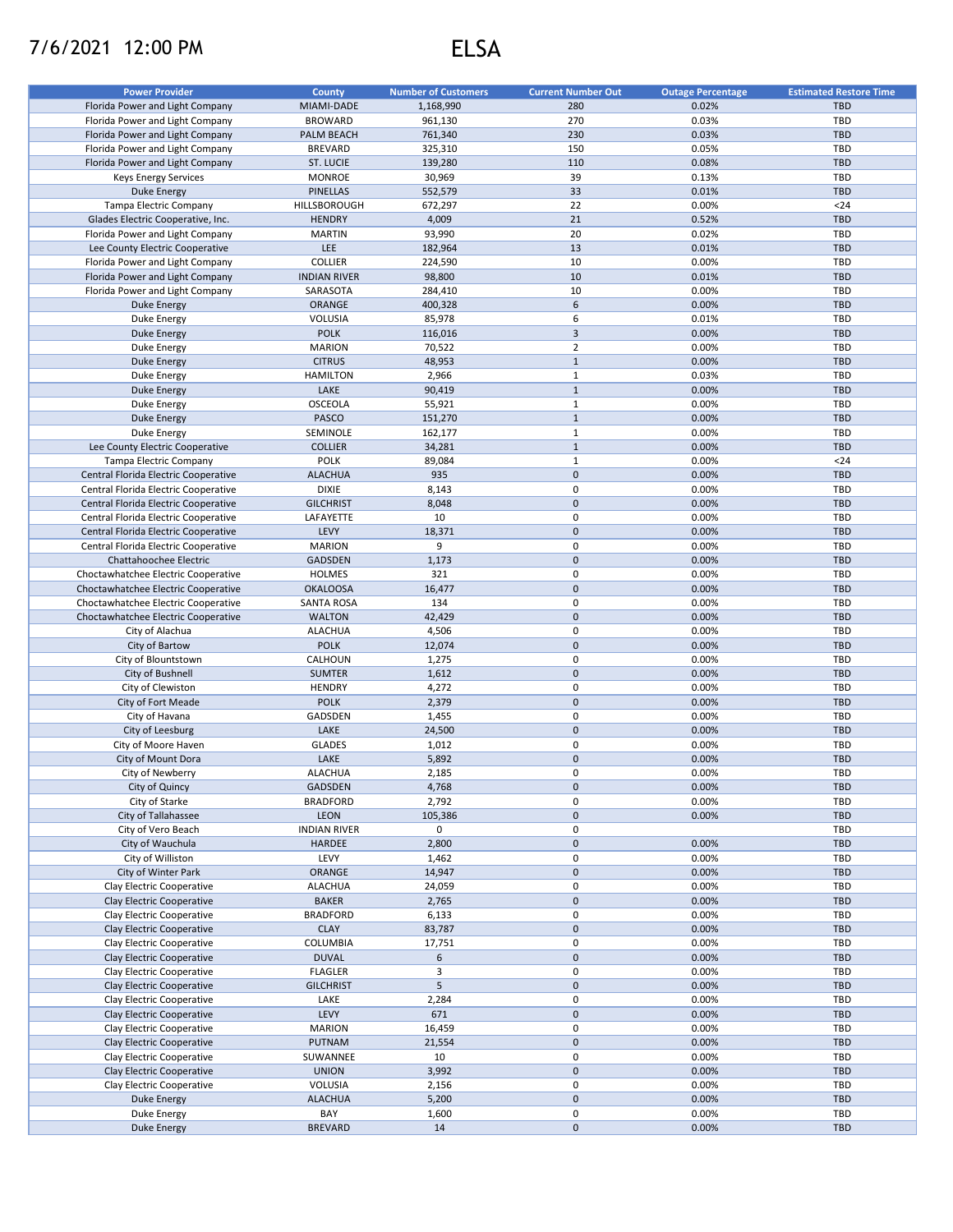7/6/2021 12:00 PM

# ELSA

| Power Provider | County | Number of Customers | Current Number Out | Outage Percentage | Estimated Restore Time |
|---|---|---|---|---|---|
| Florida Power and Light Company | MIAMI-DADE | 1,168,990 | 280 | 0.02% | TBD |
| Florida Power and Light Company | BROWARD | 961,130 | 270 | 0.03% | TBD |
| Florida Power and Light Company | PALM BEACH | 761,340 | 230 | 0.03% | TBD |
| Florida Power and Light Company | BREVARD | 325,310 | 150 | 0.05% | TBD |
| Florida Power and Light Company | ST. LUCIE | 139,280 | 110 | 0.08% | TBD |
| Keys Energy Services | MONROE | 30,969 | 39 | 0.13% | TBD |
| Duke Energy | PINELLAS | 552,579 | 33 | 0.01% | TBD |
| Tampa Electric Company | HILLSBOROUGH | 672,297 | 22 | 0.00% | <24 |
| Glades Electric Cooperative, Inc. | HENDRY | 4,009 | 21 | 0.52% | TBD |
| Florida Power and Light Company | MARTIN | 93,990 | 20 | 0.02% | TBD |
| Lee County Electric Cooperative | LEE | 182,964 | 13 | 0.01% | TBD |
| Florida Power and Light Company | COLLIER | 224,590 | 10 | 0.00% | TBD |
| Florida Power and Light Company | INDIAN RIVER | 98,800 | 10 | 0.01% | TBD |
| Florida Power and Light Company | SARASOTA | 284,410 | 10 | 0.00% | TBD |
| Duke Energy | ORANGE | 400,328 | 6 | 0.00% | TBD |
| Duke Energy | VOLUSIA | 85,978 | 6 | 0.01% | TBD |
| Duke Energy | POLK | 116,016 | 3 | 0.00% | TBD |
| Duke Energy | MARION | 70,522 | 2 | 0.00% | TBD |
| Duke Energy | CITRUS | 48,953 | 1 | 0.00% | TBD |
| Duke Energy | HAMILTON | 2,966 | 1 | 0.03% | TBD |
| Duke Energy | LAKE | 90,419 | 1 | 0.00% | TBD |
| Duke Energy | OSCEOLA | 55,921 | 1 | 0.00% | TBD |
| Duke Energy | PASCO | 151,270 | 1 | 0.00% | TBD |
| Duke Energy | SEMINOLE | 162,177 | 1 | 0.00% | TBD |
| Lee County Electric Cooperative | COLLIER | 34,281 | 1 | 0.00% | TBD |
| Tampa Electric Company | POLK | 89,084 | 1 | 0.00% | <24 |
| Central Florida Electric Cooperative | ALACHUA | 935 | 0 | 0.00% | TBD |
| Central Florida Electric Cooperative | DIXIE | 8,143 | 0 | 0.00% | TBD |
| Central Florida Electric Cooperative | GILCHRIST | 8,048 | 0 | 0.00% | TBD |
| Central Florida Electric Cooperative | LAFAYETTE | 10 | 0 | 0.00% | TBD |
| Central Florida Electric Cooperative | LEVY | 18,371 | 0 | 0.00% | TBD |
| Central Florida Electric Cooperative | MARION | 9 | 0 | 0.00% | TBD |
| Chattahoochee Electric | GADSDEN | 1,173 | 0 | 0.00% | TBD |
| Choctawhatchee Electric Cooperative | HOLMES | 321 | 0 | 0.00% | TBD |
| Choctawhatchee Electric Cooperative | OKALOOSA | 16,477 | 0 | 0.00% | TBD |
| Choctawhatchee Electric Cooperative | SANTA ROSA | 134 | 0 | 0.00% | TBD |
| Choctawhatchee Electric Cooperative | WALTON | 42,429 | 0 | 0.00% | TBD |
| City of Alachua | ALACHUA | 4,506 | 0 | 0.00% | TBD |
| City of Bartow | POLK | 12,074 | 0 | 0.00% | TBD |
| City of Blountstown | CALHOUN | 1,275 | 0 | 0.00% | TBD |
| City of Bushnell | SUMTER | 1,612 | 0 | 0.00% | TBD |
| City of Clewiston | HENDRY | 4,272 | 0 | 0.00% | TBD |
| City of Fort Meade | POLK | 2,379 | 0 | 0.00% | TBD |
| City of Havana | GADSDEN | 1,455 | 0 | 0.00% | TBD |
| City of Leesburg | LAKE | 24,500 | 0 | 0.00% | TBD |
| City of Moore Haven | GLADES | 1,012 | 0 | 0.00% | TBD |
| City of Mount Dora | LAKE | 5,892 | 0 | 0.00% | TBD |
| City of Newberry | ALACHUA | 2,185 | 0 | 0.00% | TBD |
| City of Quincy | GADSDEN | 4,768 | 0 | 0.00% | TBD |
| City of Starke | BRADFORD | 2,792 | 0 | 0.00% | TBD |
| City of Tallahassee | LEON | 105,386 | 0 | 0.00% | TBD |
| City of Vero Beach | INDIAN RIVER | 0 | 0 | | TBD |
| City of Wauchula | HARDEE | 2,800 | 0 | 0.00% | TBD |
| City of Williston | LEVY | 1,462 | 0 | 0.00% | TBD |
| City of Winter Park | ORANGE | 14,947 | 0 | 0.00% | TBD |
| Clay Electric Cooperative | ALACHUA | 24,059 | 0 | 0.00% | TBD |
| Clay Electric Cooperative | BAKER | 2,765 | 0 | 0.00% | TBD |
| Clay Electric Cooperative | BRADFORD | 6,133 | 0 | 0.00% | TBD |
| Clay Electric Cooperative | CLAY | 83,787 | 0 | 0.00% | TBD |
| Clay Electric Cooperative | COLUMBIA | 17,751 | 0 | 0.00% | TBD |
| Clay Electric Cooperative | DUVAL | 6 | 0 | 0.00% | TBD |
| Clay Electric Cooperative | FLAGLER | 3 | 0 | 0.00% | TBD |
| Clay Electric Cooperative | GILCHRIST | 5 | 0 | 0.00% | TBD |
| Clay Electric Cooperative | LAKE | 2,284 | 0 | 0.00% | TBD |
| Clay Electric Cooperative | LEVY | 671 | 0 | 0.00% | TBD |
| Clay Electric Cooperative | MARION | 16,459 | 0 | 0.00% | TBD |
| Clay Electric Cooperative | PUTNAM | 21,554 | 0 | 0.00% | TBD |
| Clay Electric Cooperative | SUWANNEE | 10 | 0 | 0.00% | TBD |
| Clay Electric Cooperative | UNION | 3,992 | 0 | 0.00% | TBD |
| Clay Electric Cooperative | VOLUSIA | 2,156 | 0 | 0.00% | TBD |
| Duke Energy | ALACHUA | 5,200 | 0 | 0.00% | TBD |
| Duke Energy | BAY | 1,600 | 0 | 0.00% | TBD |
| Duke Energy | BREVARD | 14 | 0 | 0.00% | TBD |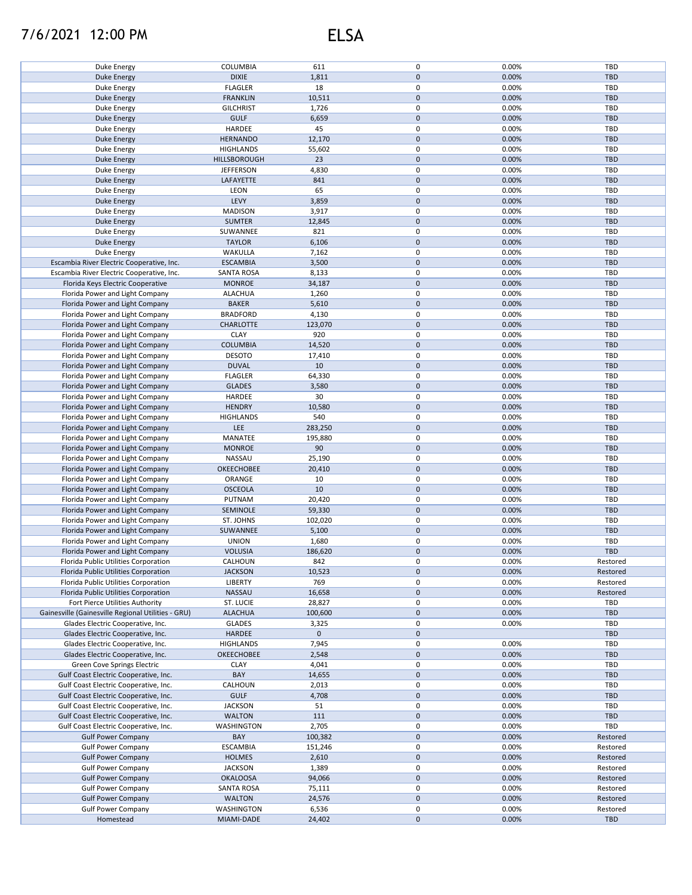7/6/2021 12:00 PM ELSA

| | | | | | |
|---|---|---|---|---|---|
| Duke Energy | COLUMBIA | 611 | 0 | 0.00% | TBD |
| Duke Energy | DIXIE | 1,811 | 0 | 0.00% | TBD |
| Duke Energy | FLAGLER | 18 | 0 | 0.00% | TBD |
| Duke Energy | FRANKLIN | 10,511 | 0 | 0.00% | TBD |
| Duke Energy | GILCHRIST | 1,726 | 0 | 0.00% | TBD |
| Duke Energy | GULF | 6,659 | 0 | 0.00% | TBD |
| Duke Energy | HARDEE | 45 | 0 | 0.00% | TBD |
| Duke Energy | HERNANDO | 12,170 | 0 | 0.00% | TBD |
| Duke Energy | HIGHLANDS | 55,602 | 0 | 0.00% | TBD |
| Duke Energy | HILLSBOROUGH | 23 | 0 | 0.00% | TBD |
| Duke Energy | JEFFERSON | 4,830 | 0 | 0.00% | TBD |
| Duke Energy | LAFAYETTE | 841 | 0 | 0.00% | TBD |
| Duke Energy | LEON | 65 | 0 | 0.00% | TBD |
| Duke Energy | LEVY | 3,859 | 0 | 0.00% | TBD |
| Duke Energy | MADISON | 3,917 | 0 | 0.00% | TBD |
| Duke Energy | SUMTER | 12,845 | 0 | 0.00% | TBD |
| Duke Energy | SUWANNEE | 821 | 0 | 0.00% | TBD |
| Duke Energy | TAYLOR | 6,106 | 0 | 0.00% | TBD |
| Duke Energy | WAKULLA | 7,162 | 0 | 0.00% | TBD |
| Escambia River Electric Cooperative, Inc. | ESCAMBIA | 3,500 | 0 | 0.00% | TBD |
| Escambia River Electric Cooperative, Inc. | SANTA ROSA | 8,133 | 0 | 0.00% | TBD |
| Florida Keys Electric Cooperative | MONROE | 34,187 | 0 | 0.00% | TBD |
| Florida Power and Light Company | ALACHUA | 1,260 | 0 | 0.00% | TBD |
| Florida Power and Light Company | BAKER | 5,610 | 0 | 0.00% | TBD |
| Florida Power and Light Company | BRADFORD | 4,130 | 0 | 0.00% | TBD |
| Florida Power and Light Company | CHARLOTTE | 123,070 | 0 | 0.00% | TBD |
| Florida Power and Light Company | CLAY | 920 | 0 | 0.00% | TBD |
| Florida Power and Light Company | COLUMBIA | 14,520 | 0 | 0.00% | TBD |
| Florida Power and Light Company | DESOTO | 17,410 | 0 | 0.00% | TBD |
| Florida Power and Light Company | DUVAL | 10 | 0 | 0.00% | TBD |
| Florida Power and Light Company | FLAGLER | 64,330 | 0 | 0.00% | TBD |
| Florida Power and Light Company | GLADES | 3,580 | 0 | 0.00% | TBD |
| Florida Power and Light Company | HARDEE | 30 | 0 | 0.00% | TBD |
| Florida Power and Light Company | HENDRY | 10,580 | 0 | 0.00% | TBD |
| Florida Power and Light Company | HIGHLANDS | 540 | 0 | 0.00% | TBD |
| Florida Power and Light Company | LEE | 283,250 | 0 | 0.00% | TBD |
| Florida Power and Light Company | MANATEE | 195,880 | 0 | 0.00% | TBD |
| Florida Power and Light Company | MONROE | 90 | 0 | 0.00% | TBD |
| Florida Power and Light Company | NASSAU | 25,190 | 0 | 0.00% | TBD |
| Florida Power and Light Company | OKEECHOBEE | 20,410 | 0 | 0.00% | TBD |
| Florida Power and Light Company | ORANGE | 10 | 0 | 0.00% | TBD |
| Florida Power and Light Company | OSCEOLA | 10 | 0 | 0.00% | TBD |
| Florida Power and Light Company | PUTNAM | 20,420 | 0 | 0.00% | TBD |
| Florida Power and Light Company | SEMINOLE | 59,330 | 0 | 0.00% | TBD |
| Florida Power and Light Company | ST. JOHNS | 102,020 | 0 | 0.00% | TBD |
| Florida Power and Light Company | SUWANNEE | 5,100 | 0 | 0.00% | TBD |
| Florida Power and Light Company | UNION | 1,680 | 0 | 0.00% | TBD |
| Florida Power and Light Company | VOLUSIA | 186,620 | 0 | 0.00% | TBD |
| Florida Public Utilities Corporation | CALHOUN | 842 | 0 | 0.00% | Restored |
| Florida Public Utilities Corporation | JACKSON | 10,523 | 0 | 0.00% | Restored |
| Florida Public Utilities Corporation | LIBERTY | 769 | 0 | 0.00% | Restored |
| Florida Public Utilities Corporation | NASSAU | 16,658 | 0 | 0.00% | Restored |
| Fort Pierce Utilities Authority | ST. LUCIE | 28,827 | 0 | 0.00% | TBD |
| Gainesville (Gainesville Regional Utilities - GRU) | ALACHUA | 100,600 | 0 | 0.00% | TBD |
| Glades Electric Cooperative, Inc. | GLADES | 3,325 | 0 | 0.00% | TBD |
| Glades Electric Cooperative, Inc. | HARDEE | 0 | 0 | | TBD |
| Glades Electric Cooperative, Inc. | HIGHLANDS | 7,945 | 0 | 0.00% | TBD |
| Glades Electric Cooperative, Inc. | OKEECHOBEE | 2,548 | 0 | 0.00% | TBD |
| Green Cove Springs Electric | CLAY | 4,041 | 0 | 0.00% | TBD |
| Gulf Coast Electric Cooperative, Inc. | BAY | 14,655 | 0 | 0.00% | TBD |
| Gulf Coast Electric Cooperative, Inc. | CALHOUN | 2,013 | 0 | 0.00% | TBD |
| Gulf Coast Electric Cooperative, Inc. | GULF | 4,708 | 0 | 0.00% | TBD |
| Gulf Coast Electric Cooperative, Inc. | JACKSON | 51 | 0 | 0.00% | TBD |
| Gulf Coast Electric Cooperative, Inc. | WALTON | 111 | 0 | 0.00% | TBD |
| Gulf Coast Electric Cooperative, Inc. | WASHINGTON | 2,705 | 0 | 0.00% | TBD |
| Gulf Power Company | BAY | 100,382 | 0 | 0.00% | Restored |
| Gulf Power Company | ESCAMBIA | 151,246 | 0 | 0.00% | Restored |
| Gulf Power Company | HOLMES | 2,610 | 0 | 0.00% | Restored |
| Gulf Power Company | JACKSON | 1,389 | 0 | 0.00% | Restored |
| Gulf Power Company | OKALOOSA | 94,066 | 0 | 0.00% | Restored |
| Gulf Power Company | SANTA ROSA | 75,111 | 0 | 0.00% | Restored |
| Gulf Power Company | WALTON | 24,576 | 0 | 0.00% | Restored |
| Gulf Power Company | WASHINGTON | 6,536 | 0 | 0.00% | Restored |
| Homestead | MIAMI-DADE | 24,402 | 0 | 0.00% | TBD |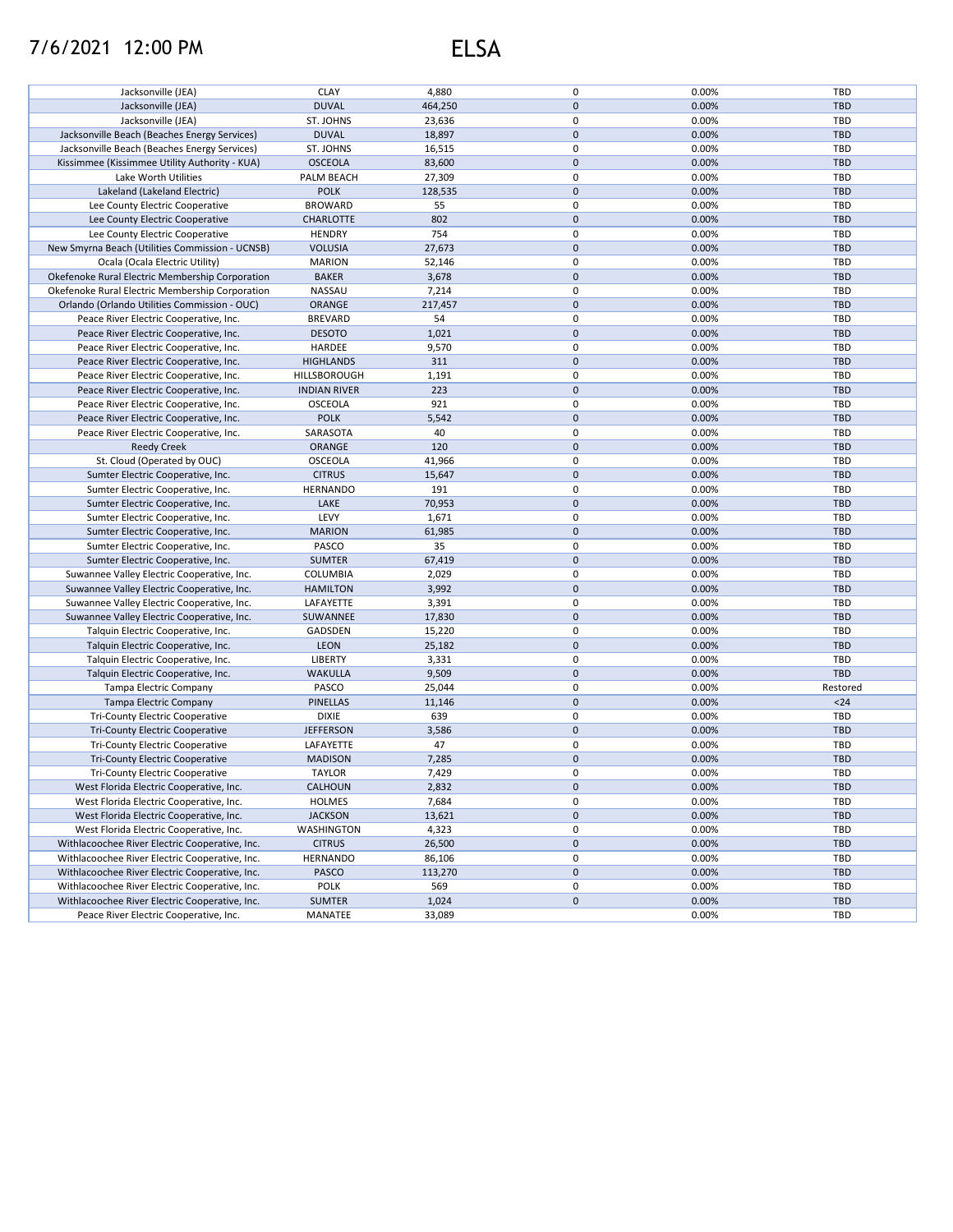# 7/6/2021 12:00 PM ELSA

| | | | | | |
|---|---|---|---|---|---|
| Jacksonville (JEA) | CLAY | 4,880 | 0 | 0.00% | TBD |
| Jacksonville (JEA) | DUVAL | 464,250 | 0 | 0.00% | TBD |
| Jacksonville (JEA) | ST. JOHNS | 23,636 | 0 | 0.00% | TBD |
| Jacksonville Beach (Beaches Energy Services) | DUVAL | 18,897 | 0 | 0.00% | TBD |
| Jacksonville Beach (Beaches Energy Services) | ST. JOHNS | 16,515 | 0 | 0.00% | TBD |
| Kissimmee (Kissimmee Utility Authority - KUA) | OSCEOLA | 83,600 | 0 | 0.00% | TBD |
| Lake Worth Utilities | PALM BEACH | 27,309 | 0 | 0.00% | TBD |
| Lakeland (Lakeland Electric) | POLK | 128,535 | 0 | 0.00% | TBD |
| Lee County Electric Cooperative | BROWARD | 55 | 0 | 0.00% | TBD |
| Lee County Electric Cooperative | CHARLOTTE | 802 | 0 | 0.00% | TBD |
| Lee County Electric Cooperative | HENDRY | 754 | 0 | 0.00% | TBD |
| New Smyrna Beach (Utilities Commission - UCNSB) | VOLUSIA | 27,673 | 0 | 0.00% | TBD |
| Ocala (Ocala Electric Utility) | MARION | 52,146 | 0 | 0.00% | TBD |
| Okefenoke Rural Electric Membership Corporation | BAKER | 3,678 | 0 | 0.00% | TBD |
| Okefenoke Rural Electric Membership Corporation | NASSAU | 7,214 | 0 | 0.00% | TBD |
| Orlando (Orlando Utilities Commission - OUC) | ORANGE | 217,457 | 0 | 0.00% | TBD |
| Peace River Electric Cooperative, Inc. | BREVARD | 54 | 0 | 0.00% | TBD |
| Peace River Electric Cooperative, Inc. | DESOTO | 1,021 | 0 | 0.00% | TBD |
| Peace River Electric Cooperative, Inc. | HARDEE | 9,570 | 0 | 0.00% | TBD |
| Peace River Electric Cooperative, Inc. | HIGHLANDS | 311 | 0 | 0.00% | TBD |
| Peace River Electric Cooperative, Inc. | HILLSBOROUGH | 1,191 | 0 | 0.00% | TBD |
| Peace River Electric Cooperative, Inc. | INDIAN RIVER | 223 | 0 | 0.00% | TBD |
| Peace River Electric Cooperative, Inc. | OSCEOLA | 921 | 0 | 0.00% | TBD |
| Peace River Electric Cooperative, Inc. | POLK | 5,542 | 0 | 0.00% | TBD |
| Peace River Electric Cooperative, Inc. | SARASOTA | 40 | 0 | 0.00% | TBD |
| Reedy Creek | ORANGE | 120 | 0 | 0.00% | TBD |
| St. Cloud (Operated by OUC) | OSCEOLA | 41,966 | 0 | 0.00% | TBD |
| Sumter Electric Cooperative, Inc. | CITRUS | 15,647 | 0 | 0.00% | TBD |
| Sumter Electric Cooperative, Inc. | HERNANDO | 191 | 0 | 0.00% | TBD |
| Sumter Electric Cooperative, Inc. | LAKE | 70,953 | 0 | 0.00% | TBD |
| Sumter Electric Cooperative, Inc. | LEVY | 1,671 | 0 | 0.00% | TBD |
| Sumter Electric Cooperative, Inc. | MARION | 61,985 | 0 | 0.00% | TBD |
| Sumter Electric Cooperative, Inc. | PASCO | 35 | 0 | 0.00% | TBD |
| Sumter Electric Cooperative, Inc. | SUMTER | 67,419 | 0 | 0.00% | TBD |
| Suwannee Valley Electric Cooperative, Inc. | COLUMBIA | 2,029 | 0 | 0.00% | TBD |
| Suwannee Valley Electric Cooperative, Inc. | HAMILTON | 3,992 | 0 | 0.00% | TBD |
| Suwannee Valley Electric Cooperative, Inc. | LAFAYETTE | 3,391 | 0 | 0.00% | TBD |
| Suwannee Valley Electric Cooperative, Inc. | SUWANNEE | 17,830 | 0 | 0.00% | TBD |
| Talquin Electric Cooperative, Inc. | GADSDEN | 15,220 | 0 | 0.00% | TBD |
| Talquin Electric Cooperative, Inc. | LEON | 25,182 | 0 | 0.00% | TBD |
| Talquin Electric Cooperative, Inc. | LIBERTY | 3,331 | 0 | 0.00% | TBD |
| Talquin Electric Cooperative, Inc. | WAKULLA | 9,509 | 0 | 0.00% | TBD |
| Tampa Electric Company | PASCO | 25,044 | 0 | 0.00% | Restored |
| Tampa Electric Company | PINELLAS | 11,146 | 0 | 0.00% | <24 |
| Tri-County Electric Cooperative | DIXIE | 639 | 0 | 0.00% | TBD |
| Tri-County Electric Cooperative | JEFFERSON | 3,586 | 0 | 0.00% | TBD |
| Tri-County Electric Cooperative | LAFAYETTE | 47 | 0 | 0.00% | TBD |
| Tri-County Electric Cooperative | MADISON | 7,285 | 0 | 0.00% | TBD |
| Tri-County Electric Cooperative | TAYLOR | 7,429 | 0 | 0.00% | TBD |
| West Florida Electric Cooperative, Inc. | CALHOUN | 2,832 | 0 | 0.00% | TBD |
| West Florida Electric Cooperative, Inc. | HOLMES | 7,684 | 0 | 0.00% | TBD |
| West Florida Electric Cooperative, Inc. | JACKSON | 13,621 | 0 | 0.00% | TBD |
| West Florida Electric Cooperative, Inc. | WASHINGTON | 4,323 | 0 | 0.00% | TBD |
| Withlacoochee River Electric Cooperative, Inc. | CITRUS | 26,500 | 0 | 0.00% | TBD |
| Withlacoochee River Electric Cooperative, Inc. | HERNANDO | 86,106 | 0 | 0.00% | TBD |
| Withlacoochee River Electric Cooperative, Inc. | PASCO | 113,270 | 0 | 0.00% | TBD |
| Withlacoochee River Electric Cooperative, Inc. | POLK | 569 | 0 | 0.00% | TBD |
| Withlacoochee River Electric Cooperative, Inc. | SUMTER | 1,024 | 0 | 0.00% | TBD |
| Peace River Electric Cooperative, Inc. | MANATEE | 33,089 | | 0.00% | TBD |